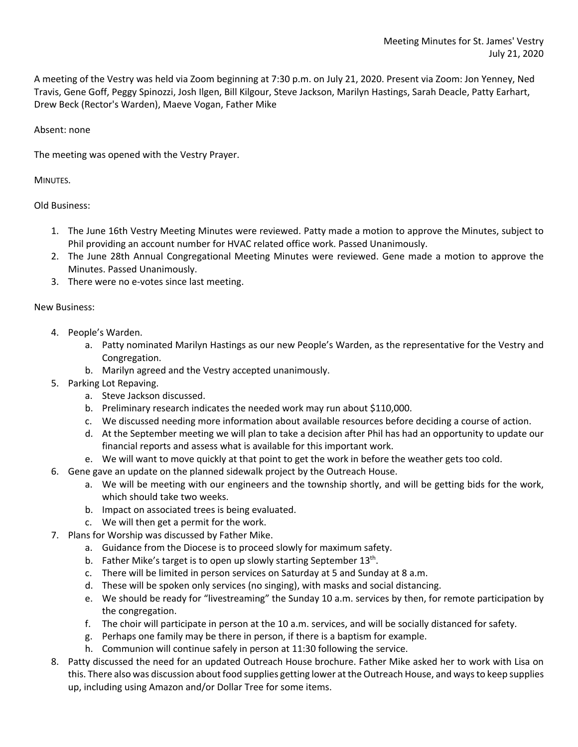Meeting Minutes for St. James' Vestry
July 21, 2020

A meeting of the Vestry was held via Zoom beginning at 7:30 p.m. on July 21, 2020. Present via Zoom: Jon Yenney, Ned Travis, Gene Goff, Peggy Spinozzi, Josh Ilgen, Bill Kilgour, Steve Jackson, Marilyn Hastings, Sarah Deacle, Patty Earhart, Drew Beck (Rector's Warden), Maeve Vogan, Father Mike

Absent: none

The meeting was opened with the Vestry Prayer.

MINUTES.

Old Business:

1. The June 16th Vestry Meeting Minutes were reviewed. Patty made a motion to approve the Minutes, subject to Phil providing an account number for HVAC related office work. Passed Unanimously.
2. The June 28th Annual Congregational Meeting Minutes were reviewed. Gene made a motion to approve the Minutes. Passed Unanimously.
3. There were no e-votes since last meeting.

New Business:

4. People's Warden.
   a. Patty nominated Marilyn Hastings as our new People's Warden, as the representative for the Vestry and Congregation.
   b. Marilyn agreed and the Vestry accepted unanimously.
5. Parking Lot Repaving.
   a. Steve Jackson discussed.
   b. Preliminary research indicates the needed work may run about $110,000.
   c. We discussed needing more information about available resources before deciding a course of action.
   d. At the September meeting we will plan to take a decision after Phil has had an opportunity to update our financial reports and assess what is available for this important work.
   e. We will want to move quickly at that point to get the work in before the weather gets too cold.
6. Gene gave an update on the planned sidewalk project by the Outreach House.
   a. We will be meeting with our engineers and the township shortly, and will be getting bids for the work, which should take two weeks.
   b. Impact on associated trees is being evaluated.
   c. We will then get a permit for the work.
7. Plans for Worship was discussed by Father Mike.
   a. Guidance from the Diocese is to proceed slowly for maximum safety.
   b. Father Mike's target is to open up slowly starting September 13th.
   c. There will be limited in person services on Saturday at 5 and Sunday at 8 a.m.
   d. These will be spoken only services (no singing), with masks and social distancing.
   e. We should be ready for "livestreaming" the Sunday 10 a.m. services by then, for remote participation by the congregation.
   f. The choir will participate in person at the 10 a.m. services, and will be socially distanced for safety.
   g. Perhaps one family may be there in person, if there is a baptism for example.
   h. Communion will continue safely in person at 11:30 following the service.
8. Patty discussed the need for an updated Outreach House brochure. Father Mike asked her to work with Lisa on this. There also was discussion about food supplies getting lower at the Outreach House, and ways to keep supplies up, including using Amazon and/or Dollar Tree for some items.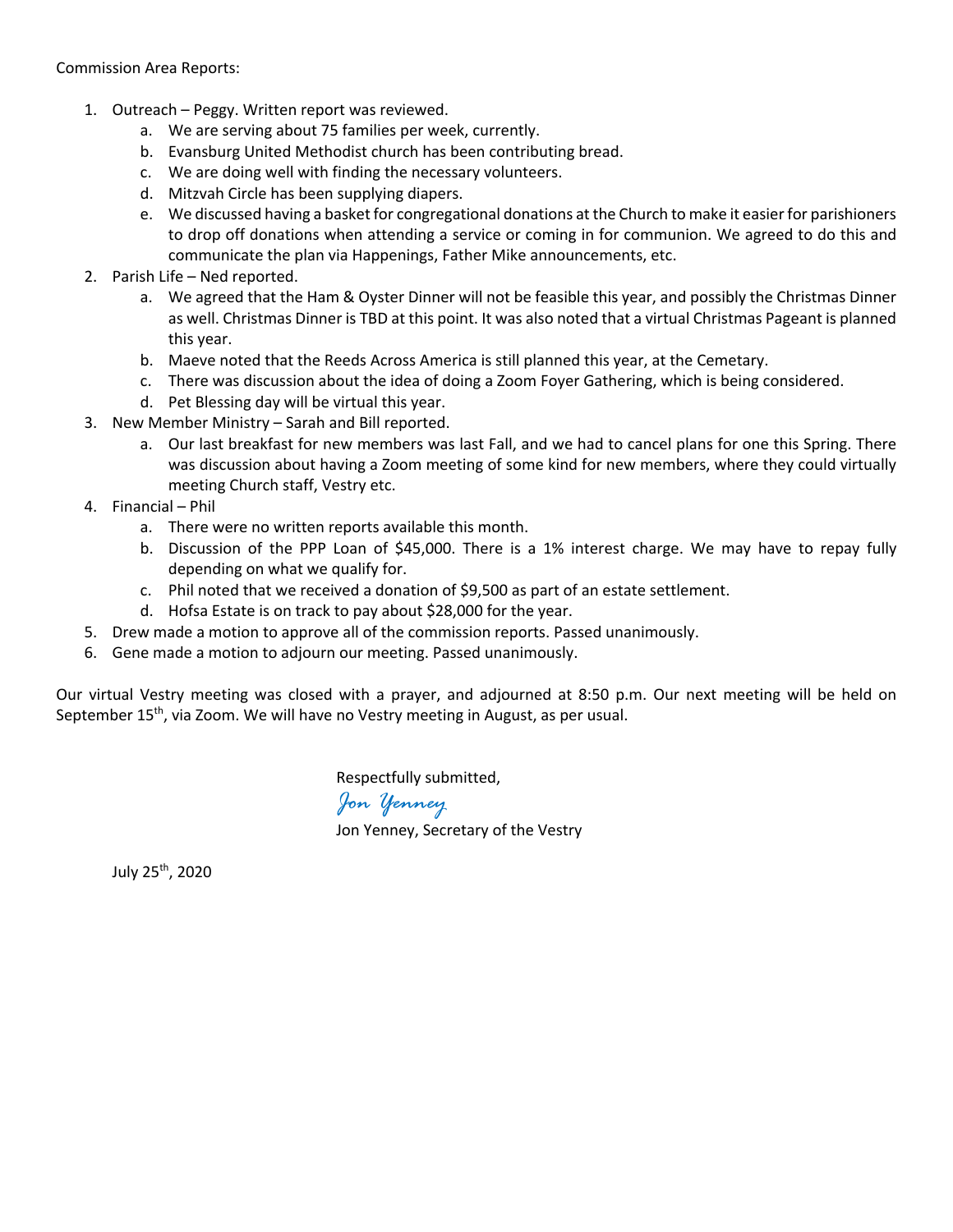Commission Area Reports:

1. Outreach – Peggy. Written report was reviewed.
   a. We are serving about 75 families per week, currently.
   b. Evansburg United Methodist church has been contributing bread.
   c. We are doing well with finding the necessary volunteers.
   d. Mitzvah Circle has been supplying diapers.
   e. We discussed having a basket for congregational donations at the Church to make it easier for parishioners to drop off donations when attending a service or coming in for communion. We agreed to do this and communicate the plan via Happenings, Father Mike announcements, etc.
2. Parish Life – Ned reported.
   a. We agreed that the Ham & Oyster Dinner will not be feasible this year, and possibly the Christmas Dinner as well. Christmas Dinner is TBD at this point. It was also noted that a virtual Christmas Pageant is planned this year.
   b. Maeve noted that the Reeds Across America is still planned this year, at the Cemetary.
   c. There was discussion about the idea of doing a Zoom Foyer Gathering, which is being considered.
   d. Pet Blessing day will be virtual this year.
3. New Member Ministry – Sarah and Bill reported.
   a. Our last breakfast for new members was last Fall, and we had to cancel plans for one this Spring. There was discussion about having a Zoom meeting of some kind for new members, where they could virtually meeting Church staff, Vestry etc.
4. Financial – Phil
   a. There were no written reports available this month.
   b. Discussion of the PPP Loan of $45,000. There is a 1% interest charge. We may have to repay fully depending on what we qualify for.
   c. Phil noted that we received a donation of $9,500 as part of an estate settlement.
   d. Hofsa Estate is on track to pay about $28,000 for the year.
5. Drew made a motion to approve all of the commission reports. Passed unanimously.
6. Gene made a motion to adjourn our meeting. Passed unanimously.

Our virtual Vestry meeting was closed with a prayer, and adjourned at 8:50 p.m. Our next meeting will be held on September 15th, via Zoom. We will have no Vestry meeting in August, as per usual.

Respectfully submitted,

*Jon Yenney*

Jon Yenney, Secretary of the Vestry

July 25th, 2020